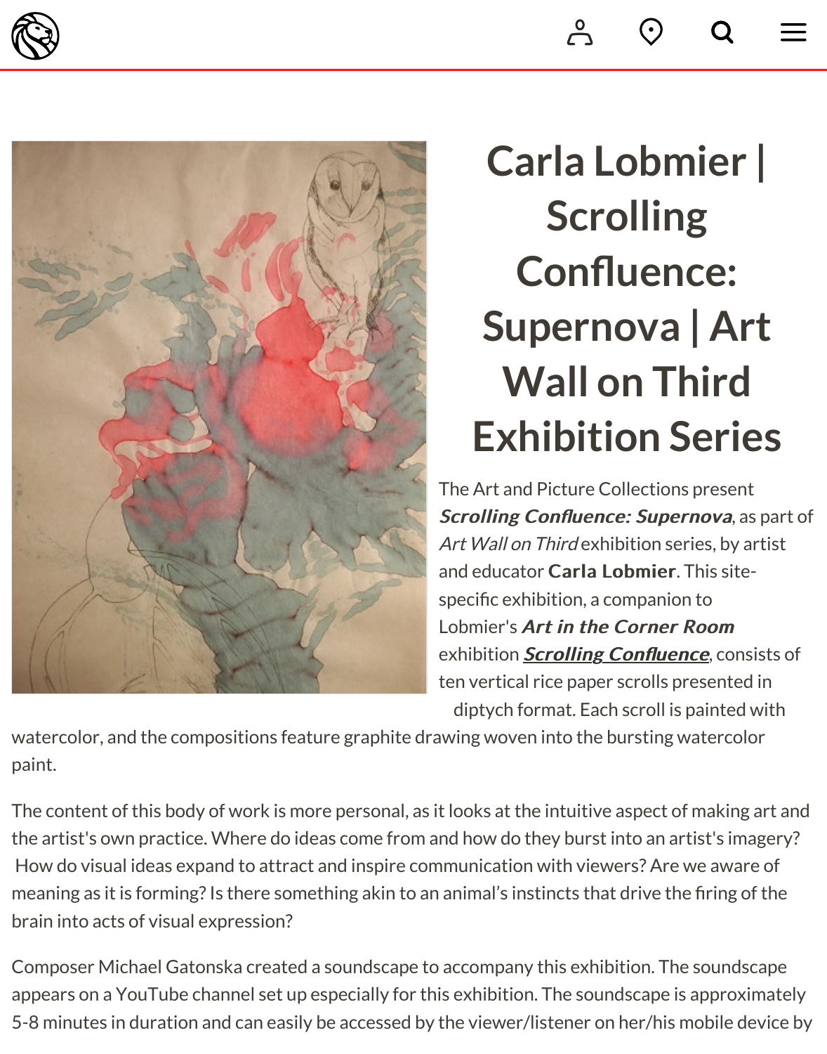# Carla Lobmier | Scrolling Confluence: Supernova | Art Wall on Third Exhibition Series

The Art and Picture Collections present ***Scrolling Confluence: Supernova***, as part of *Art Wall on Third* exhibition series, by artist and educator **Carla Lobmier**. This site-specific exhibition, a companion to Lobmier's ***Art in the Corner Room*** exhibition ***Scrolling Confluence***, consists of ten vertical rice paper scrolls presented in diptych format. Each scroll is painted with watercolor, and the compositions feature graphite drawing woven into the bursting watercolor paint.

The content of this body of work is more personal, as it looks at the intuitive aspect of making art and the artist's own practice. Where do ideas come from and how do they burst into an artist's imagery? How do visual ideas expand to attract and inspire communication with viewers? Are we aware of meaning as it is forming? Is there something akin to an animal's instincts that drive the firing of the brain into acts of visual expression?

Composer Michael Gatonska created a soundscape to accompany this exhibition. The soundscape appears on a YouTube channel set up especially for this exhibition. The soundscape is approximately 5-8 minutes in duration and can easily be accessed by the viewer/listener on her/his mobile device by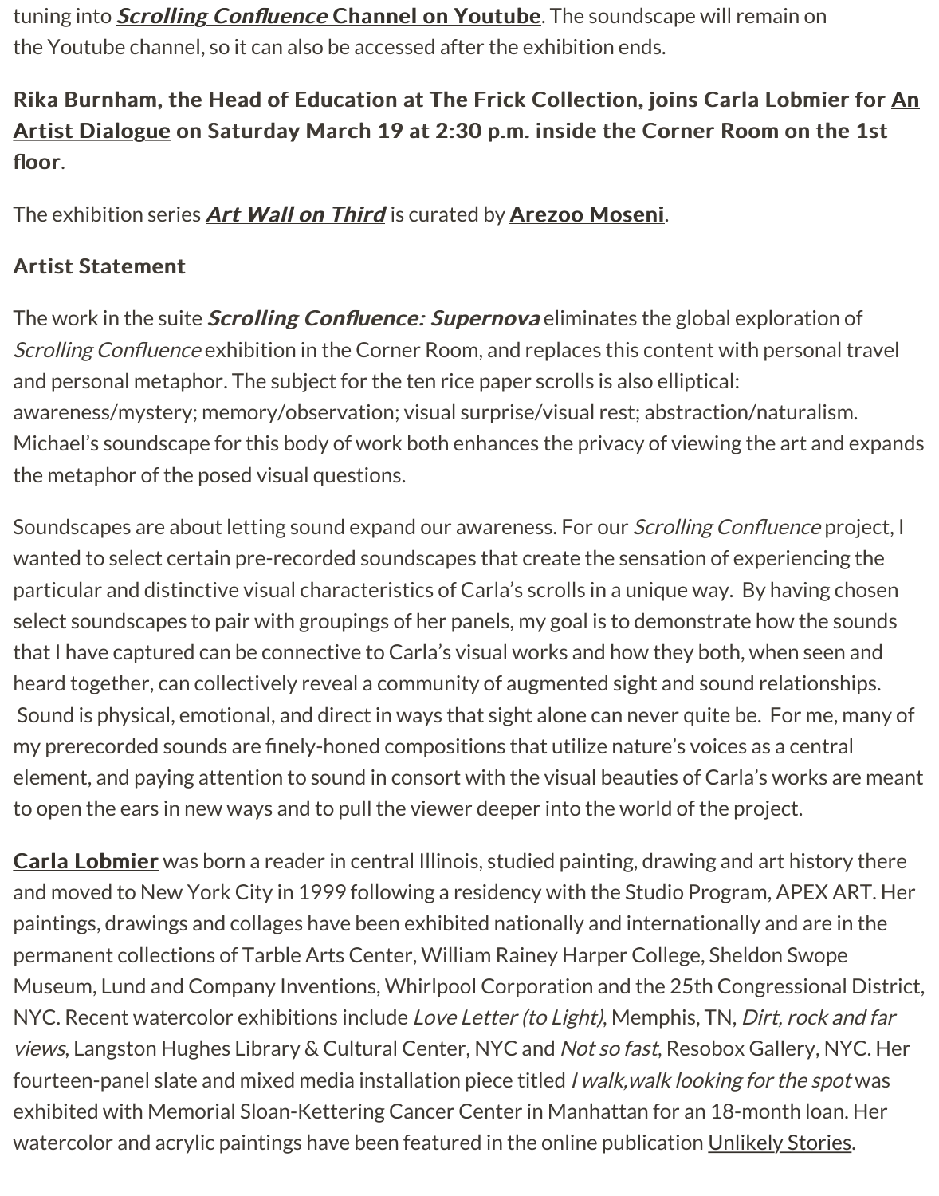tuning into ***Scrolling Confluence* Channel on Youtube**. The soundscape will remain on the Youtube channel, so it can also be accessed after the exhibition ends.

**Rika Burnham, the Head of Education at The Frick Collection, joins Carla Lobmier for An Artist Dialogue on Saturday March 19 at 2:30 p.m. inside the Corner Room on the 1st floor**.

The exhibition series ***Art Wall on Third*** is curated by **Arezoo Moseni**.

**Artist Statement**

The work in the suite ***Scrolling Confluence: Supernova*** eliminates the global exploration of *Scrolling Confluence* exhibition in the Corner Room, and replaces this content with personal travel and personal metaphor. The subject for the ten rice paper scrolls is also elliptical: awareness/mystery; memory/observation; visual surprise/visual rest; abstraction/naturalism. Michael's soundscape for this body of work both enhances the privacy of viewing the art and expands the metaphor of the posed visual questions.

Soundscapes are about letting sound expand our awareness. For our *Scrolling Confluence* project, I wanted to select certain pre-recorded soundscapes that create the sensation of experiencing the particular and distinctive visual characteristics of Carla's scrolls in a unique way. By having chosen select soundscapes to pair with groupings of her panels, my goal is to demonstrate how the sounds that I have captured can be connective to Carla's visual works and how they both, when seen and heard together, can collectively reveal a community of augmented sight and sound relationships. Sound is physical, emotional, and direct in ways that sight alone can never quite be. For me, many of my prerecorded sounds are finely-honed compositions that utilize nature's voices as a central element, and paying attention to sound in consort with the visual beauties of Carla's works are meant to open the ears in new ways and to pull the viewer deeper into the world of the project.

**Carla Lobmier** was born a reader in central Illinois, studied painting, drawing and art history there and moved to New York City in 1999 following a residency with the Studio Program, APEX ART. Her paintings, drawings and collages have been exhibited nationally and internationally and are in the permanent collections of Tarble Arts Center, William Rainey Harper College, Sheldon Swope Museum, Lund and Company Inventions, Whirlpool Corporation and the 25th Congressional District, NYC. Recent watercolor exhibitions include *Love Letter (to Light)*, Memphis, TN, *Dirt, rock and far views*, Langston Hughes Library & Cultural Center, NYC and *Not so fast*, Resobox Gallery, NYC. Her fourteen-panel slate and mixed media installation piece titled *I walk,walk looking for the spot* was exhibited with Memorial Sloan-Kettering Cancer Center in Manhattan for an 18-month loan. Her watercolor and acrylic paintings have been featured in the online publication Unlikely Stories.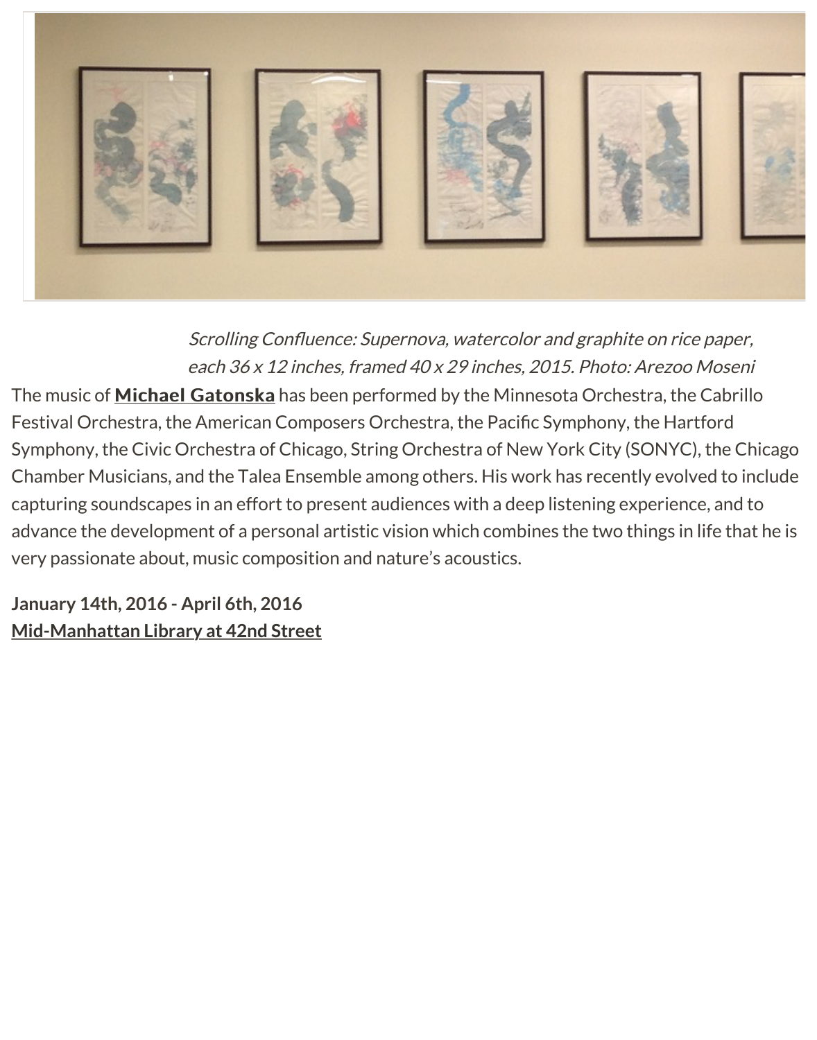*Scrolling Confluence: Supernova, watercolor and graphite on rice paper, each 36 x 12 inches, framed 40 x 29 inches, 2015. Photo: Arezoo Moseni*

The music of **Michael Gatonska** has been performed by the Minnesota Orchestra, the Cabrillo Festival Orchestra, the American Composers Orchestra, the Pacific Symphony, the Hartford Symphony, the Civic Orchestra of Chicago, String Orchestra of New York City (SONYC), the Chicago Chamber Musicians, and the Talea Ensemble among others. His work has recently evolved to include capturing soundscapes in an effort to present audiences with a deep listening experience, and to advance the development of a personal artistic vision which combines the two things in life that he is very passionate about, music composition and nature's acoustics.

**January 14th, 2016 - April 6th, 2016**
**Mid-Manhattan Library at 42nd Street**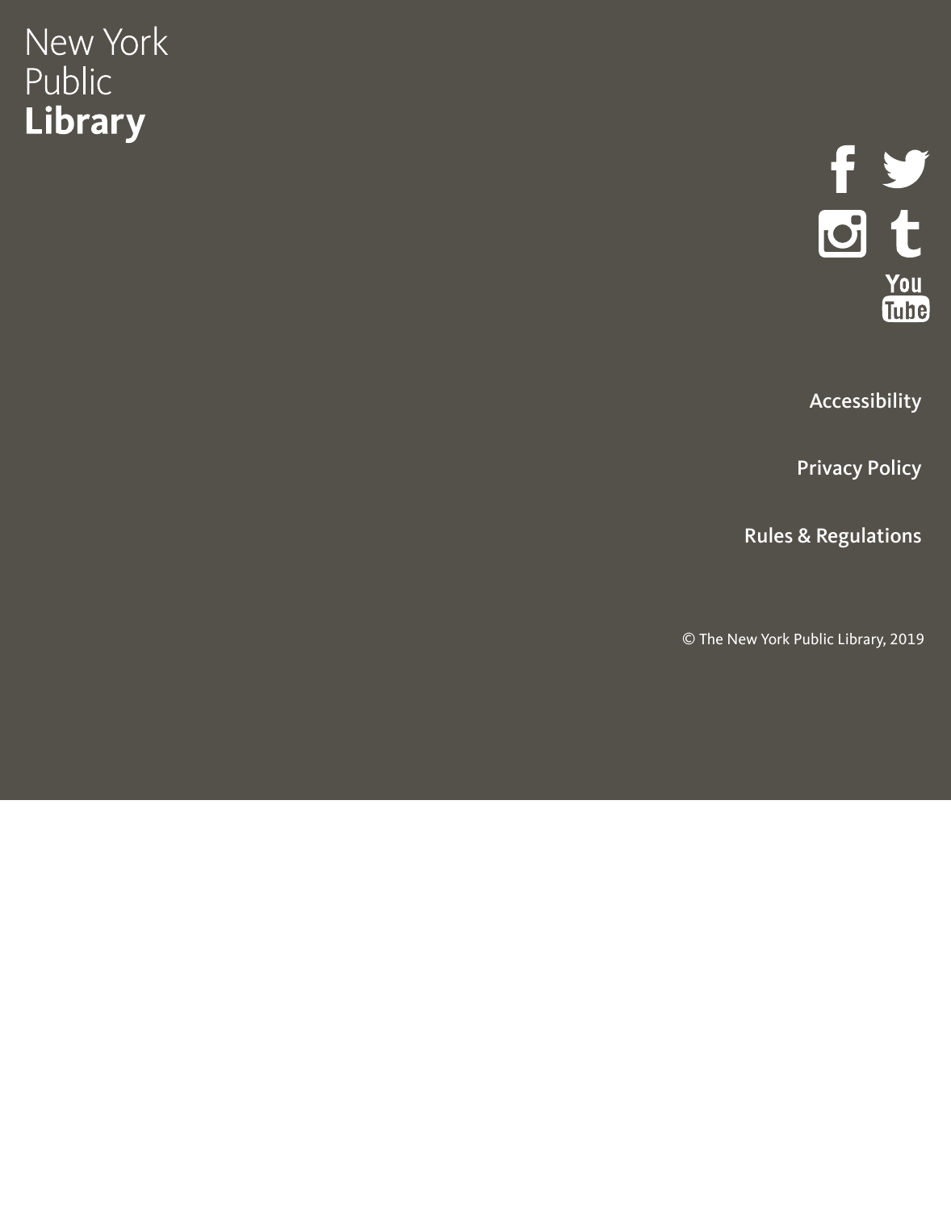New York
Public
**Library**

Accessibility

Privacy Policy

Rules & Regulations

© The New York Public Library, 2019